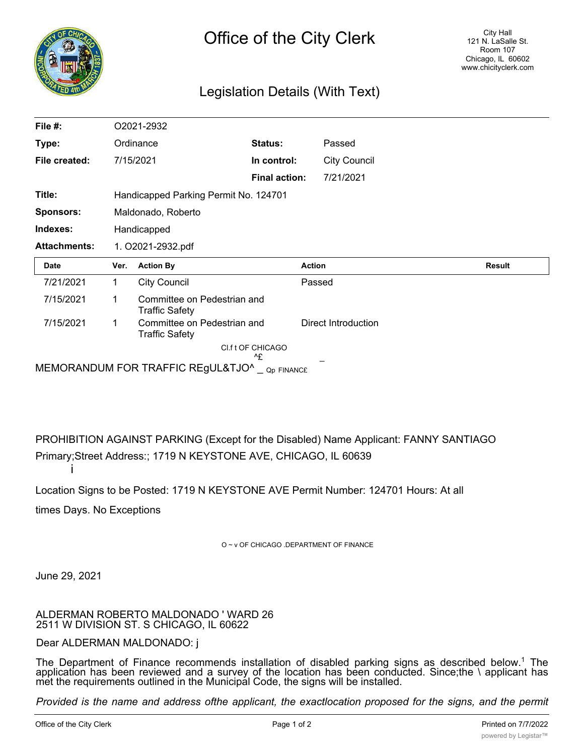# Office of the City Clerk

City Hall
121 N. LaSalle St.
Room 107
Chicago, IL 60602
www.chicityclerk.com

## Legislation Details (With Text)

| | | | |
|---|---|---|---|
| **File #:** | O2021-2932 | | |
| **Type:** | Ordinance | **Status:** | Passed |
| **File created:** | 7/15/2021 | **In control:** | City Council |
| | | **Final action:** | 7/21/2021 |
| **Title:** | Handicapped Parking Permit No. 124701 | | |
| **Sponsors:** | Maldonado, Roberto | | |
| **Indexes:** | Handicapped | | |
| **Attachments:** | 1. O2021-2932.pdf | | |

| Date | Ver. | Action By | Action | Result |
|---|---|---|---|---|
| 7/21/2021 | 1 | City Council | Passed | |
| 7/15/2021 | 1 | Committee on Pedestrian and Traffic Safety | | |
| 7/15/2021 | 1 | Committee on Pedestrian and Traffic Safety | Direct Introduction | |

Cl.f t OF CHICAGO
^£

MEMORANDUM FOR TRAFFIC REgUL&TJO^ _ Qp FINANC£

PROHIBITION AGAINST PARKING (Except for the Disabled) Name Applicant: FANNY SANTIAGO

Primary;Street Address:; 1719 N KEYSTONE AVE, CHICAGO, IL 60639

i

Location Signs to be Posted: 1719 N KEYSTONE AVE Permit Number: 124701 Hours: At all

times Days. No Exceptions

O ~ v OF CHICAGO .DEPARTMENT OF FINANCE

June 29, 2021

ALDERMAN ROBERTO MALDONADO ' WARD 26
2511 W DIVISION ST. S CHICAGO, IL 60622

Dear ALDERMAN MALDONADO: j

The Department of Finance recommends installation of disabled parking signs as described below.[1] The application has been reviewed and a survey of the location has been conducted. Since;the \ applicant has met the requirements outlined in the Municipal Code, the signs will be installed.

*Provided is the name and address ofthe applicant, the exactlocation proposed for the signs, and the permit*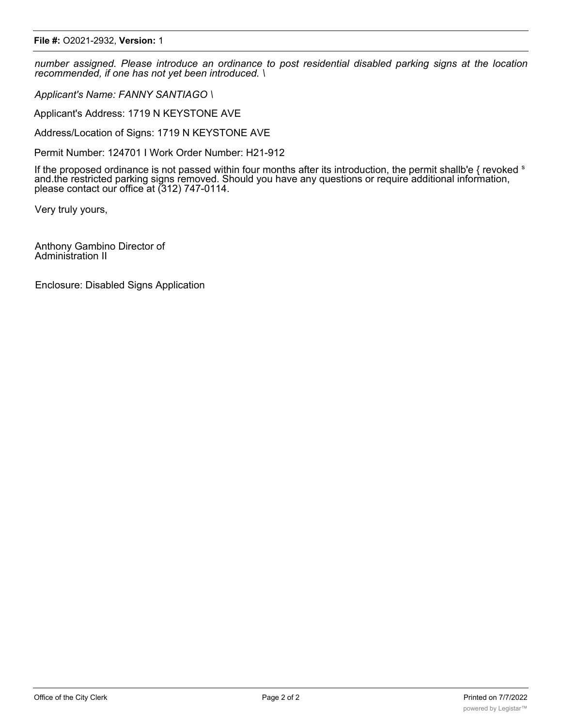*number assigned. Please introduce an ordinance to post residential disabled parking signs at the location recommended, if one has not yet been introduced. \*

*Applicant's Name: FANNY SANTIAGO \*

Applicant's Address: 1719 N KEYSTONE AVE

Address/Location of Signs: 1719 N KEYSTONE AVE

Permit Number: 124701 I Work Order Number: H21-912

If the proposed ordinance is not passed within four months after its introduction, the permit shallb'e { revoked s and.the restricted parking signs removed. Should you have any questions or require additional information, please contact our office at (312) 747-0114.

Very truly yours,

Anthony Gambino Director of Administration II

Enclosure: Disabled Signs Application